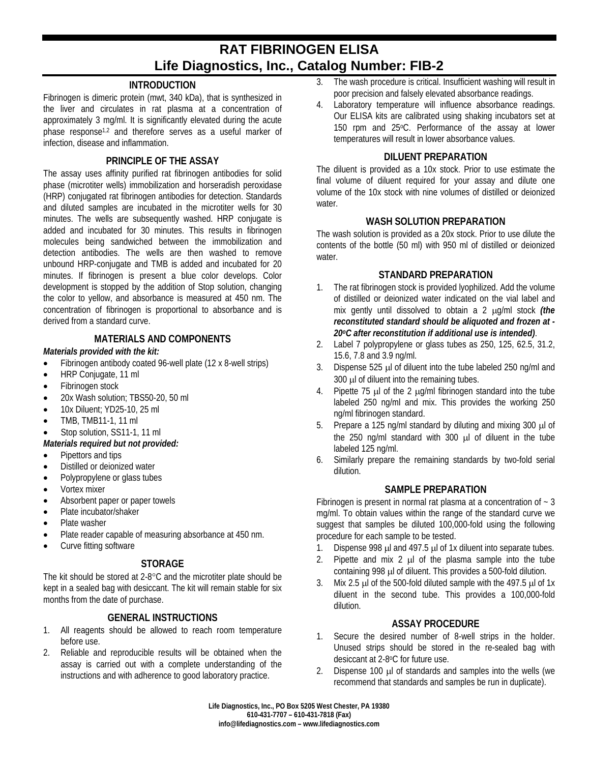# RAT FIBRINOGEN ELISA
# Life Diagnostics, Inc., Catalog Number: FIB-2

## INTRODUCTION

Fibrinogen is dimeric protein (mwt, 340 kDa), that is synthesized in the liver and circulates in rat plasma at a concentration of approximately 3 mg/ml. It is significantly elevated during the acute phase response[1,2] and therefore serves as a useful marker of infection, disease and inflammation.

## PRINCIPLE OF THE ASSAY

The assay uses affinity purified rat fibrinogen antibodies for solid phase (microtiter wells) immobilization and horseradish peroxidase (HRP) conjugated rat fibrinogen antibodies for detection. Standards and diluted samples are incubated in the microtiter wells for 30 minutes. The wells are subsequently washed. HRP conjugate is added and incubated for 30 minutes. This results in fibrinogen molecules being sandwiched between the immobilization and detection antibodies. The wells are then washed to remove unbound HRP-conjugate and TMB is added and incubated for 20 minutes. If fibrinogen is present a blue color develops. Color development is stopped by the addition of Stop solution, changing the color to yellow, and absorbance is measured at 450 nm. The concentration of fibrinogen is proportional to absorbance and is derived from a standard curve.

## MATERIALS AND COMPONENTS

***Materials provided with the kit:***

- Fibrinogen antibody coated 96-well plate (12 x 8-well strips)
- HRP Conjugate, 11 ml
- Fibrinogen stock
- 20x Wash solution; TBS50-20, 50 ml
- 10x Diluent; YD25-10, 25 ml
- TMB, TMB11-1, 11 ml
- Stop solution, SS11-1, 11 ml

***Materials required but not provided:***

- Pipettors and tips
- Distilled or deionized water
- Polypropylene or glass tubes
- Vortex mixer
- Absorbent paper or paper towels
- Plate incubator/shaker
- Plate washer
- Plate reader capable of measuring absorbance at 450 nm.
- Curve fitting software

## STORAGE

The kit should be stored at 2-8°C and the microtiter plate should be kept in a sealed bag with desiccant. The kit will remain stable for six months from the date of purchase.

## GENERAL INSTRUCTIONS

1. All reagents should be allowed to reach room temperature before use.
2. Reliable and reproducible results will be obtained when the assay is carried out with a complete understanding of the instructions and with adherence to good laboratory practice.
3. The wash procedure is critical. Insufficient washing will result in poor precision and falsely elevated absorbance readings.
4. Laboratory temperature will influence absorbance readings. Our ELISA kits are calibrated using shaking incubators set at 150 rpm and 25°C. Performance of the assay at lower temperatures will result in lower absorbance values.

## DILUENT PREPARATION

The diluent is provided as a 10x stock. Prior to use estimate the final volume of diluent required for your assay and dilute one volume of the 10x stock with nine volumes of distilled or deionized water.

## WASH SOLUTION PREPARATION

The wash solution is provided as a 20x stock. Prior to use dilute the contents of the bottle (50 ml) with 950 ml of distilled or deionized water.

## STANDARD PREPARATION

1. The rat fibrinogen stock is provided lyophilized. Add the volume of distilled or deionized water indicated on the vial label and mix gently until dissolved to obtain a 2 μg/ml stock ***(the reconstituted standard should be aliquoted and frozen at -20°C after reconstitution if additional use is intended)***.
2. Label 7 polypropylene or glass tubes as 250, 125, 62.5, 31.2, 15.6, 7.8 and 3.9 ng/ml.
3. Dispense 525 μl of diluent into the tube labeled 250 ng/ml and 300 μl of diluent into the remaining tubes.
4. Pipette 75 μl of the 2 μg/ml fibrinogen standard into the tube labeled 250 ng/ml and mix. This provides the working 250 ng/ml fibrinogen standard.
5. Prepare a 125 ng/ml standard by diluting and mixing 300 μl of the 250 ng/ml standard with 300 μl of diluent in the tube labeled 125 ng/ml.
6. Similarly prepare the remaining standards by two-fold serial dilution.

## SAMPLE PREPARATION

Fibrinogen is present in normal rat plasma at a concentration of ~ 3 mg/ml. To obtain values within the range of the standard curve we suggest that samples be diluted 100,000-fold using the following procedure for each sample to be tested.

1. Dispense 998 μl and 497.5 μl of 1x diluent into separate tubes.
2. Pipette and mix 2 μl of the plasma sample into the tube containing 998 μl of diluent. This provides a 500-fold dilution.
3. Mix 2.5 μl of the 500-fold diluted sample with the 497.5 μl of 1x diluent in the second tube. This provides a 100,000-fold dilution.

## ASSAY PROCEDURE

1. Secure the desired number of 8-well strips in the holder. Unused strips should be stored in the re-sealed bag with desiccant at 2-8°C for future use.
2. Dispense 100 μl of standards and samples into the wells (we recommend that standards and samples be run in duplicate).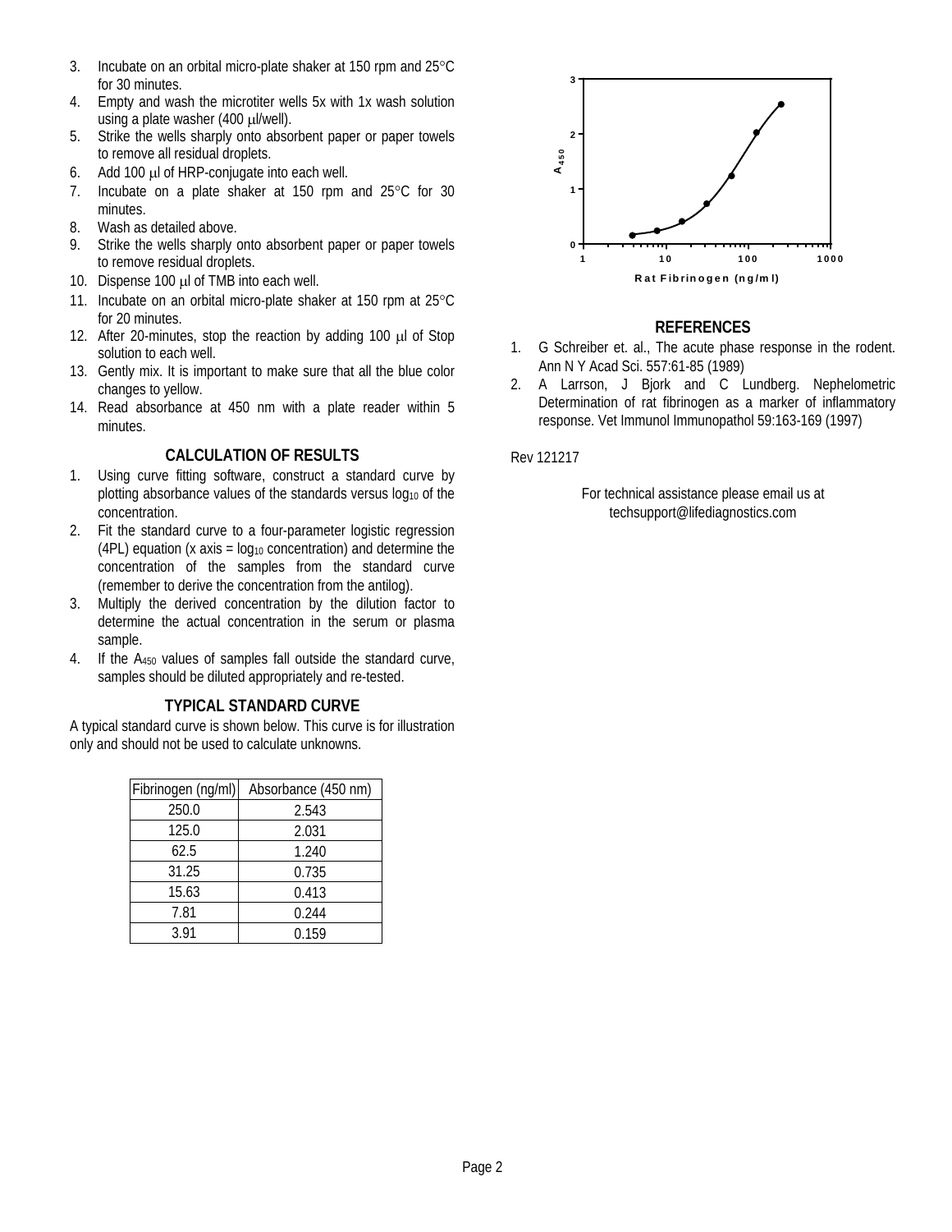3. Incubate on an orbital micro-plate shaker at 150 rpm and 25°C for 30 minutes.
4. Empty and wash the microtiter wells 5x with 1x wash solution using a plate washer (400 μl/well).
5. Strike the wells sharply onto absorbent paper or paper towels to remove all residual droplets.
6. Add 100 μl of HRP-conjugate into each well.
7. Incubate on a plate shaker at 150 rpm and 25°C for 30 minutes.
8. Wash as detailed above.
9. Strike the wells sharply onto absorbent paper or paper towels to remove residual droplets.
10. Dispense 100 μl of TMB into each well.
11. Incubate on an orbital micro-plate shaker at 150 rpm at 25°C for 20 minutes.
12. After 20-minutes, stop the reaction by adding 100 μl of Stop solution to each well.
13. Gently mix. It is important to make sure that all the blue color changes to yellow.
14. Read absorbance at 450 nm with a plate reader within 5 minutes.

## CALCULATION OF RESULTS

1. Using curve fitting software, construct a standard curve by plotting absorbance values of the standards versus $\log_{10}$ of the concentration.
2. Fit the standard curve to a four-parameter logistic regression (4PL) equation (x axis = $\log_{10}$ concentration) and determine the concentration of the samples from the standard curve (remember to derive the concentration from the antilog).
3. Multiply the derived concentration by the dilution factor to determine the actual concentration in the serum or plasma sample.
4. If the $A_{450}$ values of samples fall outside the standard curve, samples should be diluted appropriately and re-tested.

## TYPICAL STANDARD CURVE

A typical standard curve is shown below. This curve is for illustration only and should not be used to calculate unknowns.

| Fibrinogen (ng/ml) | Absorbance (450 nm) |
|---|---|
| 250.0 | 2.543 |
| 125.0 | 2.031 |
| 62.5 | 1.240 |
| 31.25 | 0.735 |
| 15.63 | 0.413 |
| 7.81 | 0.244 |
| 3.91 | 0.159 |

$A_{450}$

0
1
2
3

1
10
100
1000

Rat Fibrinogen (ng/ml)

## REFERENCES

1. G Schreiber et. al., The acute phase response in the rodent. Ann N Y Acad Sci. 557:61-85 (1989)
2. A Larrson, J Bjork and C Lundberg. Nephelometric Determination of rat fibrinogen as a marker of inflammatory response. Vet Immunol Immunopathol 59:163-169 (1997)

Rev 121217

For technical assistance please email us at techsupport@lifediagnostics.com